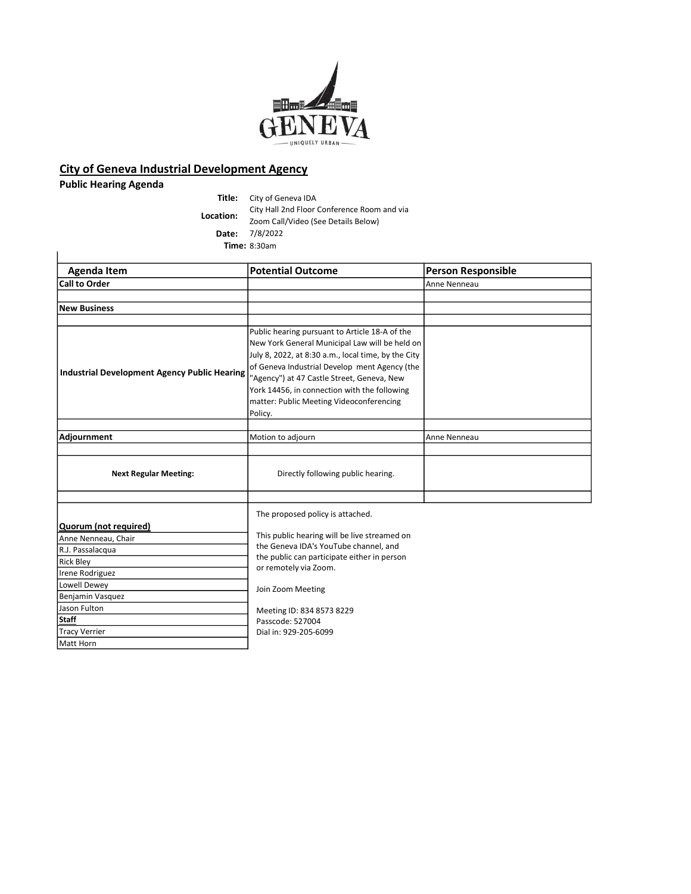GENEVA

UNIQUELY URBAN

## City of Geneva Industrial Development Agency

### Public Hearing Agenda

**Title:** City of Geneva IDA

**Location:** City Hall 2nd Floor Conference Room and via Zoom Call/Video (See Details Below)

**Date:** 7/8/2022

**Time:** 8:30am

| Agenda Item | Potential Outcome | Person Responsible |
|---|---|---|
| **Call to Order** | | Anne Nenneau |
| | | |
| **New Business** | | |
| | | |
| **Industrial Development Agency Public Hearing** | Public hearing pursuant to Article 18-A of the New York General Municipal Law will be held on July 8, 2022, at 8:30 a.m., local time, by the City of Geneva Industrial Develop ment Agency (the "Agency") at 47 Castle Street, Geneva, New York 14456, in connection with the following matter: Public Meeting Videoconferencing Policy. | |
| | | |
| **Adjournment** | Motion to adjourn | Anne Nenneau |
| | | |
| **Next Regular Meeting:** | Directly following public hearing. | |
| | | |

| **Quorum (not required)** |
|---|
| Anne Nenneau, Chair |
| R.J. Passalacqua |
| Rick Bley |
| Irene Rodriguez |
| Lowell Dewey |
| Benjamin Vasquez |
| Jason Fulton |
| **Staff** |
| Tracy Verrier |
| Matt Horn |

The proposed policy is attached.

This public hearing will be live streamed on the Geneva IDA's YouTube channel, and the public can participate either in person or remotely via Zoom.

Join Zoom Meeting

Meeting ID: 834 8573 8229
Passcode: 527004
Dial in: 929-205-6099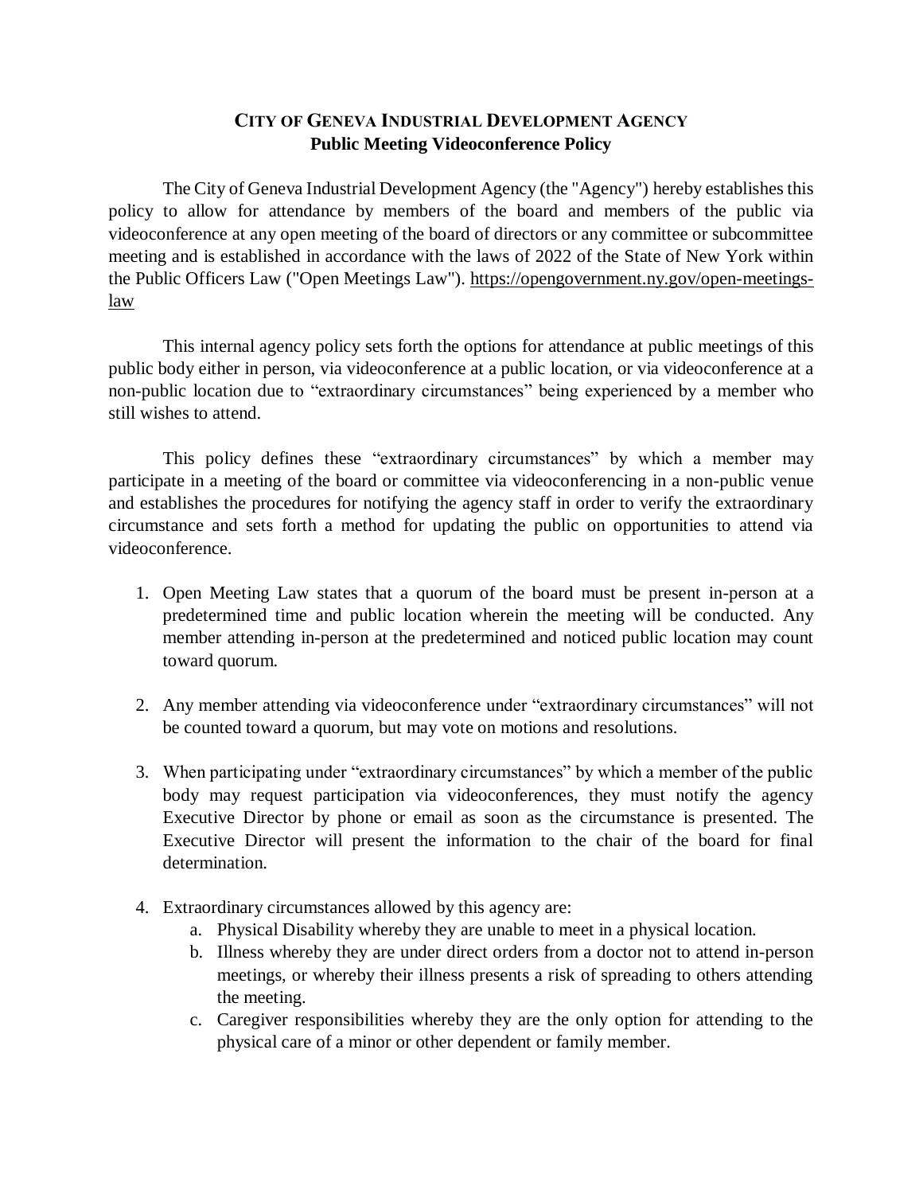# CITY OF GENEVA INDUSTRIAL DEVELOPMENT AGENCY
## Public Meeting Videoconference Policy

The City of Geneva Industrial Development Agency (the "Agency") hereby establishes this policy to allow for attendance by members of the board and members of the public via videoconference at any open meeting of the board of directors or any committee or subcommittee meeting and is established in accordance with the laws of 2022 of the State of New York within the Public Officers Law ("Open Meetings Law"). https://opengovernment.ny.gov/open-meetings-law

This internal agency policy sets forth the options for attendance at public meetings of this public body either in person, via videoconference at a public location, or via videoconference at a non-public location due to "extraordinary circumstances" being experienced by a member who still wishes to attend.

This policy defines these "extraordinary circumstances" by which a member may participate in a meeting of the board or committee via videoconferencing in a non-public venue and establishes the procedures for notifying the agency staff in order to verify the extraordinary circumstance and sets forth a method for updating the public on opportunities to attend via videoconference.

1. Open Meeting Law states that a quorum of the board must be present in-person at a predetermined time and public location wherein the meeting will be conducted. Any member attending in-person at the predetermined and noticed public location may count toward quorum.

2. Any member attending via videoconference under "extraordinary circumstances" will not be counted toward a quorum, but may vote on motions and resolutions.

3. When participating under "extraordinary circumstances" by which a member of the public body may request participation via videoconferences, they must notify the agency Executive Director by phone or email as soon as the circumstance is presented. The Executive Director will present the information to the chair of the board for final determination.

4. Extraordinary circumstances allowed by this agency are:
   a. Physical Disability whereby they are unable to meet in a physical location.
   b. Illness whereby they are under direct orders from a doctor not to attend in-person meetings, or whereby their illness presents a risk of spreading to others attending the meeting.
   c. Caregiver responsibilities whereby they are the only option for attending to the physical care of a minor or other dependent or family member.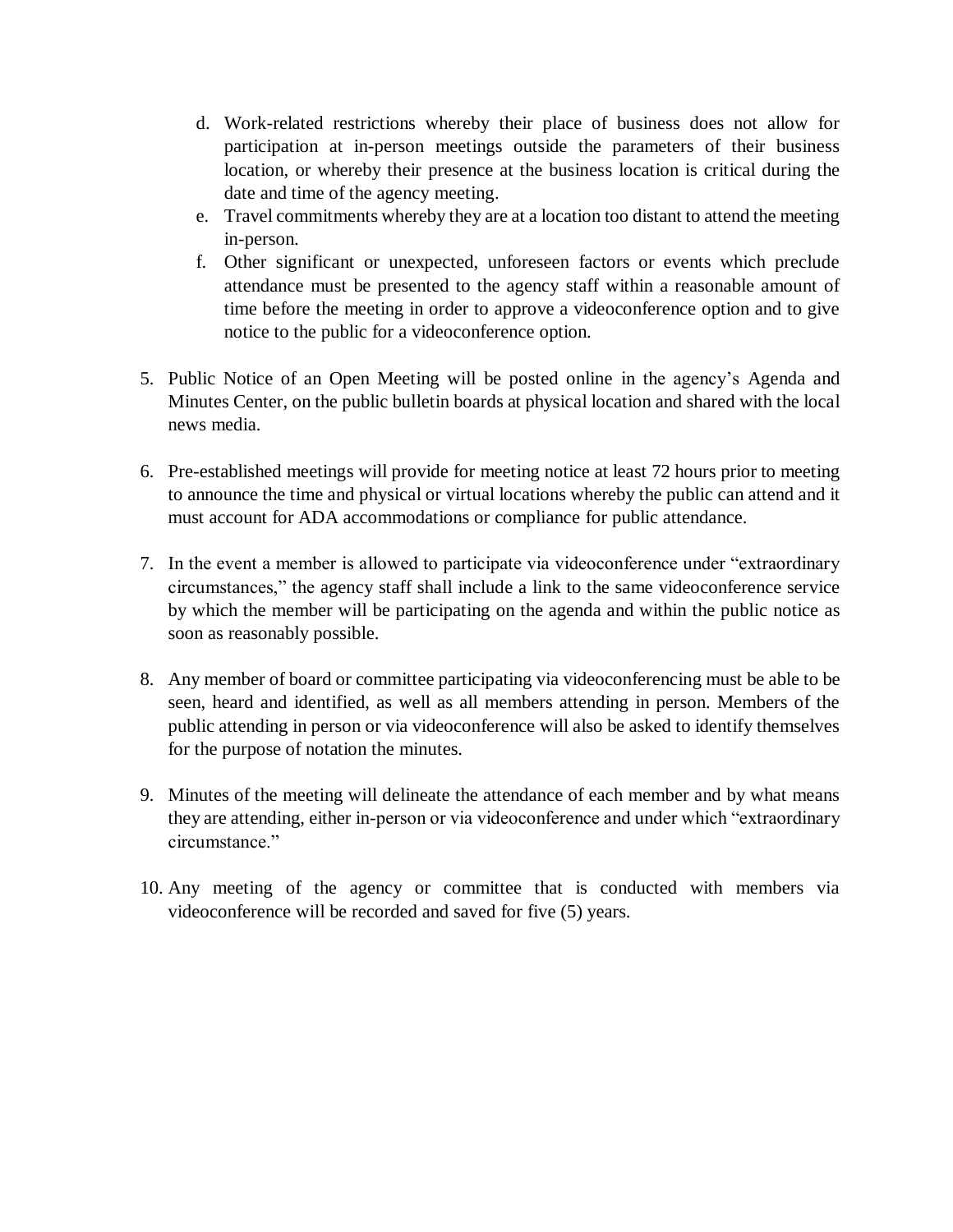d. Work-related restrictions whereby their place of business does not allow for participation at in-person meetings outside the parameters of their business location, or whereby their presence at the business location is critical during the date and time of the agency meeting.
e. Travel commitments whereby they are at a location too distant to attend the meeting in-person.
f. Other significant or unexpected, unforeseen factors or events which preclude attendance must be presented to the agency staff within a reasonable amount of time before the meeting in order to approve a videoconference option and to give notice to the public for a videoconference option.

5. Public Notice of an Open Meeting will be posted online in the agency's Agenda and Minutes Center, on the public bulletin boards at physical location and shared with the local news media.

6. Pre-established meetings will provide for meeting notice at least 72 hours prior to meeting to announce the time and physical or virtual locations whereby the public can attend and it must account for ADA accommodations or compliance for public attendance.

7. In the event a member is allowed to participate via videoconference under "extraordinary circumstances," the agency staff shall include a link to the same videoconference service by which the member will be participating on the agenda and within the public notice as soon as reasonably possible.

8. Any member of board or committee participating via videoconferencing must be able to be seen, heard and identified, as well as all members attending in person. Members of the public attending in person or via videoconference will also be asked to identify themselves for the purpose of notation the minutes.

9. Minutes of the meeting will delineate the attendance of each member and by what means they are attending, either in-person or via videoconference and under which "extraordinary circumstance."

10. Any meeting of the agency or committee that is conducted with members via videoconference will be recorded and saved for five (5) years.